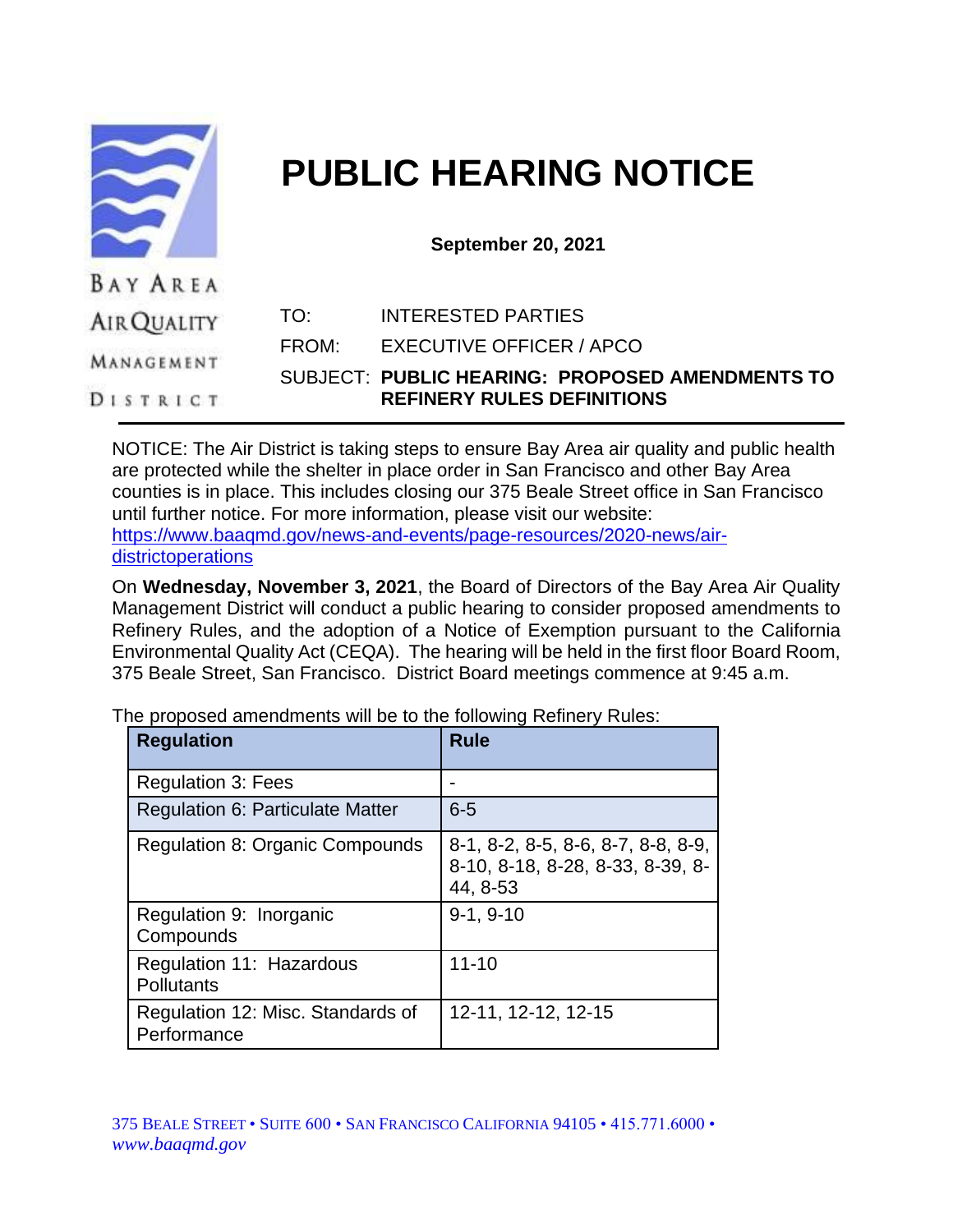BAY AREA AIR QUALITY MANAGEMENT DISTRICT

# PUBLIC HEARING NOTICE

**September 20, 2021**

TO: INTERESTED PARTIES

FROM: EXECUTIVE OFFICER / APCO

SUBJECT: **PUBLIC HEARING: PROPOSED AMENDMENTS TO REFINERY RULES DEFINITIONS**

---

NOTICE: The Air District is taking steps to ensure Bay Area air quality and public health are protected while the shelter in place order in San Francisco and other Bay Area counties is in place. This includes closing our 375 Beale Street office in San Francisco until further notice. For more information, please visit our website: https://www.baaqmd.gov/news-and-events/page-resources/2020-news/air-districtoperations

On **Wednesday, November 3, 2021**, the Board of Directors of the Bay Area Air Quality Management District will conduct a public hearing to consider proposed amendments to Refinery Rules, and the adoption of a Notice of Exemption pursuant to the California Environmental Quality Act (CEQA). The hearing will be held in the first floor Board Room, 375 Beale Street, San Francisco. District Board meetings commence at 9:45 a.m.

The proposed amendments will be to the following Refinery Rules:

| Regulation | Rule |
|---|---|
| Regulation 3: Fees | - |
| Regulation 6: Particulate Matter | 6-5 |
| Regulation 8: Organic Compounds | 8-1, 8-2, 8-5, 8-6, 8-7, 8-8, 8-9, 8-10, 8-18, 8-28, 8-33, 8-39, 8-44, 8-53 |
| Regulation 9: Inorganic Compounds | 9-1, 9-10 |
| Regulation 11: Hazardous Pollutants | 11-10 |
| Regulation 12: Misc. Standards of Performance | 12-11, 12-12, 12-15 |

375 BEALE STREET • SUITE 600 • SAN FRANCISCO CALIFORNIA 94105 • 415.771.6000 • *www.baaqmd.gov*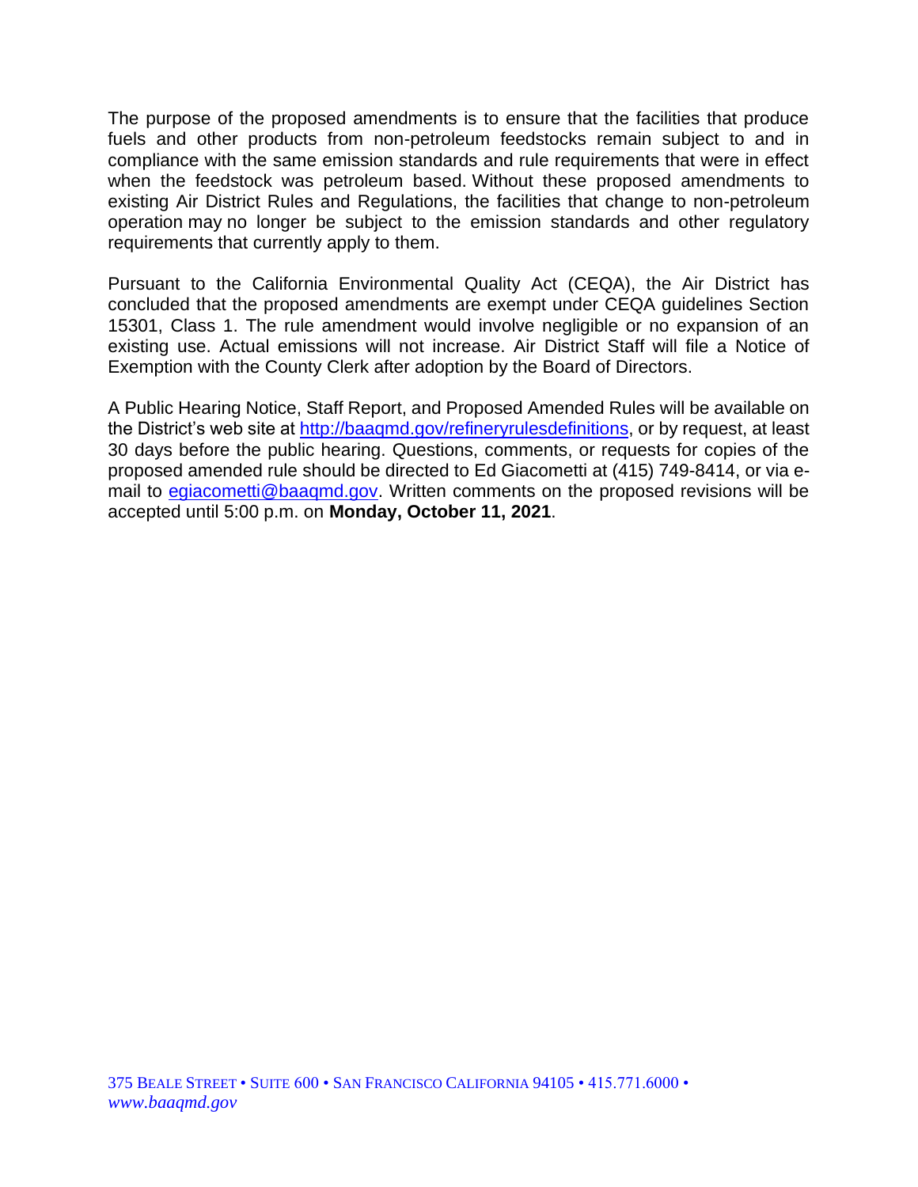The purpose of the proposed amendments is to ensure that the facilities that produce fuels and other products from non-petroleum feedstocks remain subject to and in compliance with the same emission standards and rule requirements that were in effect when the feedstock was petroleum based. Without these proposed amendments to existing Air District Rules and Regulations, the facilities that change to non-petroleum operation may no longer be subject to the emission standards and other regulatory requirements that currently apply to them.

Pursuant to the California Environmental Quality Act (CEQA), the Air District has concluded that the proposed amendments are exempt under CEQA guidelines Section 15301, Class 1. The rule amendment would involve negligible or no expansion of an existing use. Actual emissions will not increase. Air District Staff will file a Notice of Exemption with the County Clerk after adoption by the Board of Directors.

A Public Hearing Notice, Staff Report, and Proposed Amended Rules will be available on the District's web site at http://baaqmd.gov/refineryrulesdefinitions, or by request, at least 30 days before the public hearing. Questions, comments, or requests for copies of the proposed amended rule should be directed to Ed Giacometti at (415) 749-8414, or via e-mail to egiacometti@baaqmd.gov. Written comments on the proposed revisions will be accepted until 5:00 p.m. on **Monday, October 11, 2021**.

375 BEALE STREET • SUITE 600 • SAN FRANCISCO CALIFORNIA 94105 • 415.771.6000 • *www.baaqmd.gov*